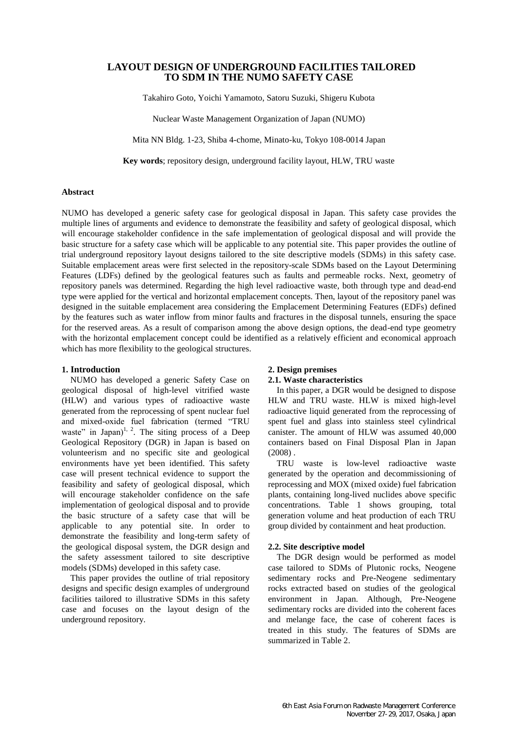# LAYOUT DESIGN OF UNDERGROUND FACILITIES TAILORED TO SDM IN THE NUMO SAFETY CASE

Takahiro Goto, Yoichi Yamamoto, Satoru Suzuki, Shigeru Kubota

Nuclear Waste Management Organization of Japan (NUMO)

Mita NN Bldg. 1-23, Shiba 4-chome, Minato-ku, Tokyo 108-0014 Japan

**Key words**; repository design, underground facility layout, HLW, TRU waste

### Abstract

NUMO has developed a generic safety case for geological disposal in Japan. This safety case provides the multiple lines of arguments and evidence to demonstrate the feasibility and safety of geological disposal, which will encourage stakeholder confidence in the safe implementation of geological disposal and will provide the basic structure for a safety case which will be applicable to any potential site. This paper provides the outline of trial underground repository layout designs tailored to the site descriptive models (SDMs) in this safety case. Suitable emplacement areas were first selected in the repository-scale SDMs based on the Layout Determining Features (LDFs) defined by the geological features such as faults and permeable rocks. Next, geometry of repository panels was determined. Regarding the high level radioactive waste, both through type and dead-end type were applied for the vertical and horizontal emplacement concepts. Then, layout of the repository panel was designed in the suitable emplacement area considering the Emplacement Determining Features (EDFs) defined by the features such as water inflow from minor faults and fractures in the disposal tunnels, ensuring the space for the reserved areas. As a result of comparison among the above design options, the dead-end type geometry with the horizontal emplacement concept could be identified as a relatively efficient and economical approach which has more flexibility to the geological structures.

### 1. Introduction

NUMO has developed a generic Safety Case on geological disposal of high-level vitrified waste (HLW) and various types of radioactive waste generated from the reprocessing of spent nuclear fuel and mixed-oxide fuel fabrication (termed "TRU waste" in Japan)[1, 2]. The siting process of a Deep Geological Repository (DGR) in Japan is based on volunteerism and no specific site and geological environments have yet been identified. This safety case will present technical evidence to support the feasibility and safety of geological disposal, which will encourage stakeholder confidence on the safe implementation of geological disposal and to provide the basic structure of a safety case that will be applicable to any potential site. In order to demonstrate the feasibility and long-term safety of the geological disposal system, the DGR design and the safety assessment tailored to site descriptive models (SDMs) developed in this safety case.

This paper provides the outline of trial repository designs and specific design examples of underground facilities tailored to illustrative SDMs in this safety case and focuses on the layout design of the underground repository.

### 2. Design premises

#### 2.1. Waste characteristics

In this paper, a DGR would be designed to dispose HLW and TRU waste. HLW is mixed high-level radioactive liquid generated from the reprocessing of spent fuel and glass into stainless steel cylindrical canister. The amount of HLW was assumed 40,000 containers based on Final Disposal Plan in Japan (2008) .

TRU waste is low-level radioactive waste generated by the operation and decommissioning of reprocessing and MOX (mixed oxide) fuel fabrication plants, containing long-lived nuclides above specific concentrations. Table 1 shows grouping, total generation volume and heat production of each TRU group divided by containment and heat production.

#### 2.2. Site descriptive model

The DGR design would be performed as model case tailored to SDMs of Plutonic rocks, Neogene sedimentary rocks and Pre-Neogene sedimentary rocks extracted based on studies of the geological environment in Japan. Although, Pre-Neogene sedimentary rocks are divided into the coherent faces and melange face, the case of coherent faces is treated in this study. The features of SDMs are summarized in Table 2.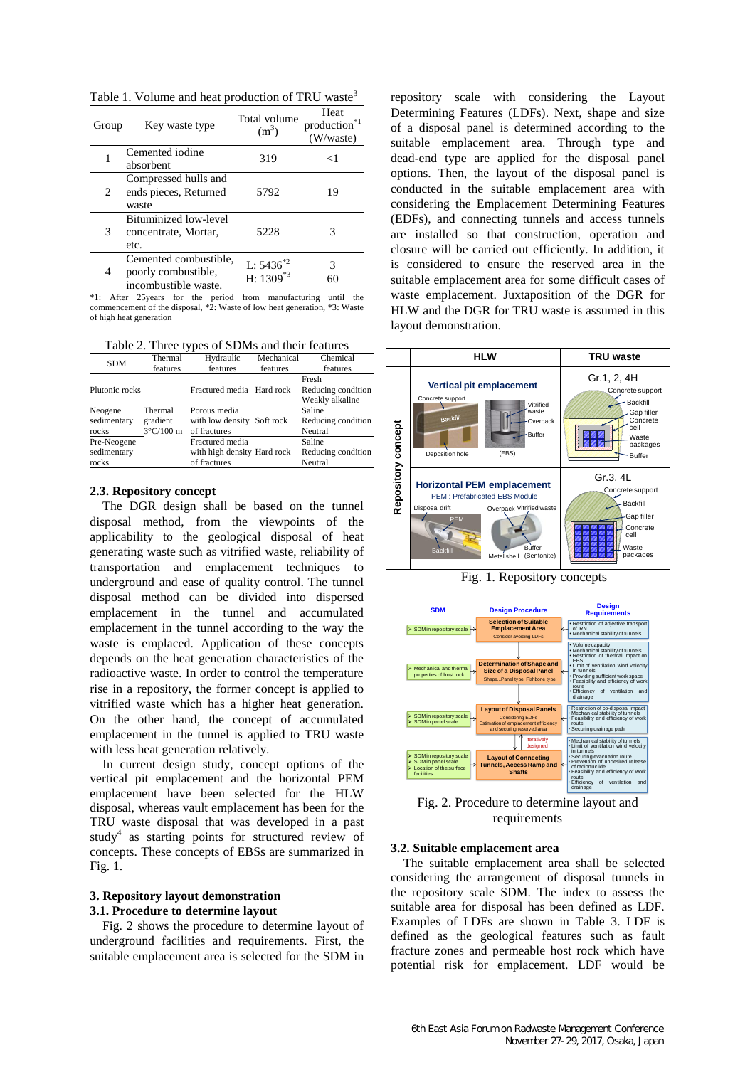Table 1. Volume and heat production of TRU waste[3]

| Group | Key waste type | Total volume ($m^3$) | Heat production*1 (W/waste) |
|---|---|---|---|
| 1 | Cemented iodine absorbent | 319 | <1 |
| 2 | Compressed hulls and ends pieces, Returned waste | 5792 | 19 |
| 3 | Bituminized low-level concentrate, Mortar, etc. | 5228 | 3 |
| 4 | Cemented combustible, poorly combustible, incombustible waste. | L: 5436*2<br>H: 1309*3 | 3<br>60 |

*1: After 25years for the period from manufacturing until the commencement of the disposal, *2: Waste of low heat generation, *3: Waste of high heat generation

Table 2. Three types of SDMs and their features

| SDM | Thermal features | Hydraulic features | Mechanical features | Chemical features |
|---|---|---|---|---|
| Plutonic rocks | | Fractured media | Hard rock | Fresh<br>Reducing condition<br>Weakly alkaline |
| Neogene sedimentary rocks | Thermal gradient 3°C/100 m | Porous media with low density of fractures | Soft rock | Saline<br>Reducing condition<br>Neutral |
| Pre-Neogene sedimentary rocks | | Fractured media with high density of fractures | Hard rock | Saline<br>Reducing condition<br>Neutral |

### 2.3. Repository concept

The DGR design shall be based on the tunnel disposal method, from the viewpoints of the applicability to the geological disposal of heat generating waste such as vitrified waste, reliability of transportation and emplacement techniques to underground and ease of quality control. The tunnel disposal method can be divided into dispersed emplacement in the tunnel and accumulated emplacement in the tunnel according to the way the waste is emplaced. Application of these concepts depends on the heat generation characteristics of the radioactive waste. In order to control the temperature rise in a repository, the former concept is applied to vitrified waste which has a higher heat generation. On the other hand, the concept of accumulated emplacement in the tunnel is applied to TRU waste with less heat generation relatively.

In current design study, concept options of the vertical pit emplacement and the horizontal PEM emplacement have been selected for the HLW disposal, whereas vault emplacement has been for the TRU waste disposal that was developed in a past study[4] as starting points for structured review of concepts. These concepts of EBSs are summarized in Fig. 1.

## 3. Repository layout demonstration

### 3.1. Procedure to determine layout

Fig. 2 shows the procedure to determine layout of underground facilities and requirements. First, the suitable emplacement area is selected for the SDM in repository scale with considering the Layout Determining Features (LDFs). Next, shape and size of a disposal panel is determined according to the suitable emplacement area. Through type and dead-end type are applied for the disposal panel options. Then, the layout of the disposal panel is conducted in the suitable emplacement area with considering the Emplacement Determining Features (EDFs), and connecting tunnels and access tunnels are installed so that construction, operation and closure will be carried out efficiently. In addition, it is considered to ensure the reserved area in the suitable emplacement area for some difficult cases of waste emplacement. Juxtaposition of the DGR for HLW and the DGR for TRU waste is assumed in this layout demonstration.

Fig. 1. Repository concepts

Fig. 2. Procedure to determine layout and requirements

### 3.2. Suitable emplacement area

The suitable emplacement area shall be selected considering the arrangement of disposal tunnels in the repository scale SDM. The index to assess the suitable area for disposal has been defined as LDF. Examples of LDFs are shown in Table 3. LDF is defined as the geological features such as fault fracture zones and permeable host rock which have potential risk for emplacement. LDF would be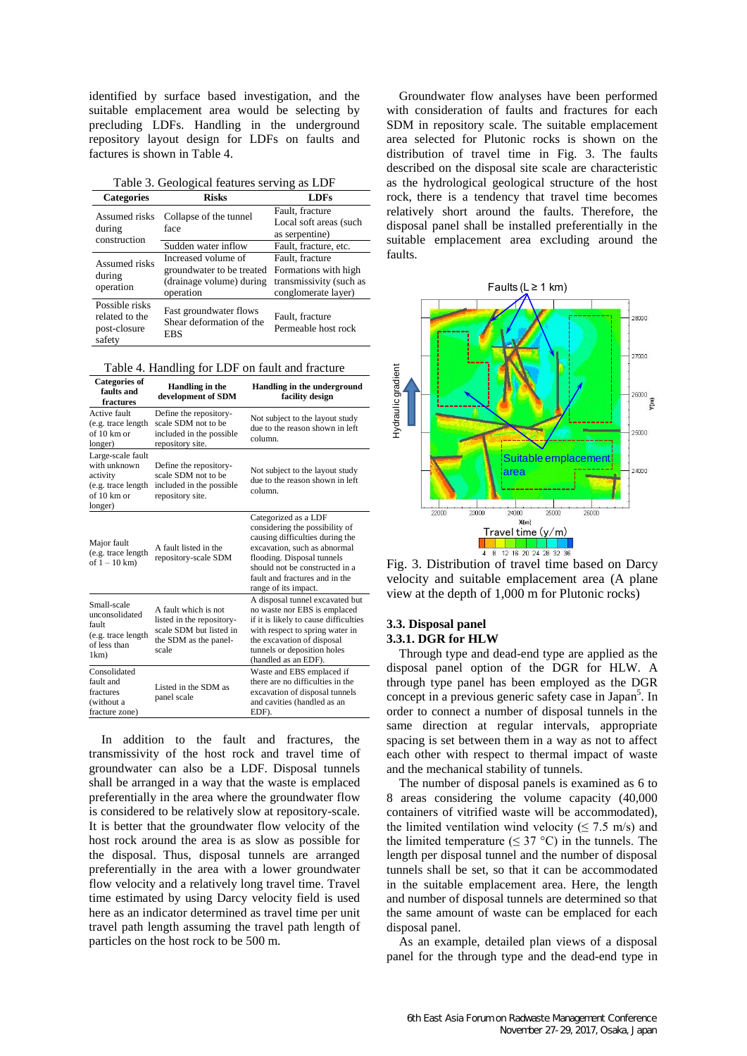identified by surface based investigation, and the suitable emplacement area would be selecting by precluding LDFs. Handling in the underground repository layout design for LDFs on faults and factures is shown in Table 4.

Table 3. Geological features serving as LDF

| Categories | Risks | LDFs |
|---|---|---|
| Assumed risks during construction | Collapse of the tunnel face | Fault, fracture Local soft areas (such as serpentine) |
| | Sudden water inflow | Fault, fracture, etc. |
| Assumed risks during operation | Increased volume of groundwater to be treated (drainage volume) during operation | Fault, fracture Formations with high transmissivity (such as conglomerate layer) |
| Possible risks related to the post-closure safety | Fast groundwater flows Shear deformation of the EBS | Fault, fracture Permeable host rock |

Table 4. Handling for LDF on fault and fracture

| Categories of faults and fractures | Handling in the development of SDM | Handling in the underground facility design |
|---|---|---|
| Active fault (e.g. trace length of 10 km or longer) | Define the repository-scale SDM not to be included in the possible repository site. | Not subject to the layout study due to the reason shown in left column. |
| Large-scale fault with unknown activity (e.g. trace length of 10 km or longer) | Define the repository-scale SDM not to be included in the possible repository site. | Not subject to the layout study due to the reason shown in left column. |
| Major fault (e.g. trace length of 1 – 10 km) | A fault listed in the repository-scale SDM | Categorized as a LDF considering the possibility of causing difficulties during the excavation, such as abnormal flooding. Disposal tunnels should not be constructed in a fault and fractures and in the range of its impact. |
| Small-scale unconsolidated fault (e.g. trace length of less than 1km) | A fault which is not listed in the repository-scale SDM but listed in the SDM as the panel-scale | A disposal tunnel excavated but no waste nor EBS is emplaced if it is likely to cause difficulties with respect to spring water in the excavation of disposal tunnels or deposition holes (handled as an EDF). |
| Consolidated fault and fractures (without a fracture zone) | Listed in the SDM as panel scale | Waste and EBS emplaced if there are no difficulties in the excavation of disposal tunnels and cavities (handled as an EDF). |

In addition to the fault and fractures, the transmissivity of the host rock and travel time of groundwater can also be a LDF. Disposal tunnels shall be arranged in a way that the waste is emplaced preferentially in the area where the groundwater flow is considered to be relatively slow at repository-scale. It is better that the groundwater flow velocity of the host rock around the area is as slow as possible for the disposal. Thus, disposal tunnels are arranged preferentially in the area with a lower groundwater flow velocity and a relatively long travel time. Travel time estimated by using Darcy velocity field is used here as an indicator determined as travel time per unit travel path length assuming the travel path length of particles on the host rock to be 500 m.

Groundwater flow analyses have been performed with consideration of faults and fractures for each SDM in repository scale. The suitable emplacement area selected for Plutonic rocks is shown on the distribution of travel time in Fig. 3. The faults described on the disposal site scale are characteristic as the hydrological geological structure of the host rock, there is a tendency that travel time becomes relatively short around the faults. Therefore, the disposal panel shall be installed preferentially in the suitable emplacement area excluding around the faults.

Fig. 3. Distribution of travel time based on Darcy velocity and suitable emplacement area (A plane view at the depth of 1,000 m for Plutonic rocks)

### 3.3. Disposal panel

#### 3.3.1. DGR for HLW

Through type and dead-end type are applied as the disposal panel option of the DGR for HLW. A through type panel has been employed as the DGR concept in a previous generic safety case in Japan[5]. In order to connect a number of disposal tunnels in the same direction at regular intervals, appropriate spacing is set between them in a way as not to affect each other with respect to thermal impact of waste and the mechanical stability of tunnels.

The number of disposal panels is examined as 6 to 8 areas considering the volume capacity (40,000 containers of vitrified waste will be accommodated), the limited ventilation wind velocity ($\leq 7.5$ m/s) and the limited temperature ($\leq 37$ °C) in the tunnels. The length per disposal tunnel and the number of disposal tunnels shall be set, so that it can be accommodated in the suitable emplacement area. Here, the length and number of disposal tunnels are determined so that the same amount of waste can be emplaced for each disposal panel.

As an example, detailed plan views of a disposal panel for the through type and the dead-end type in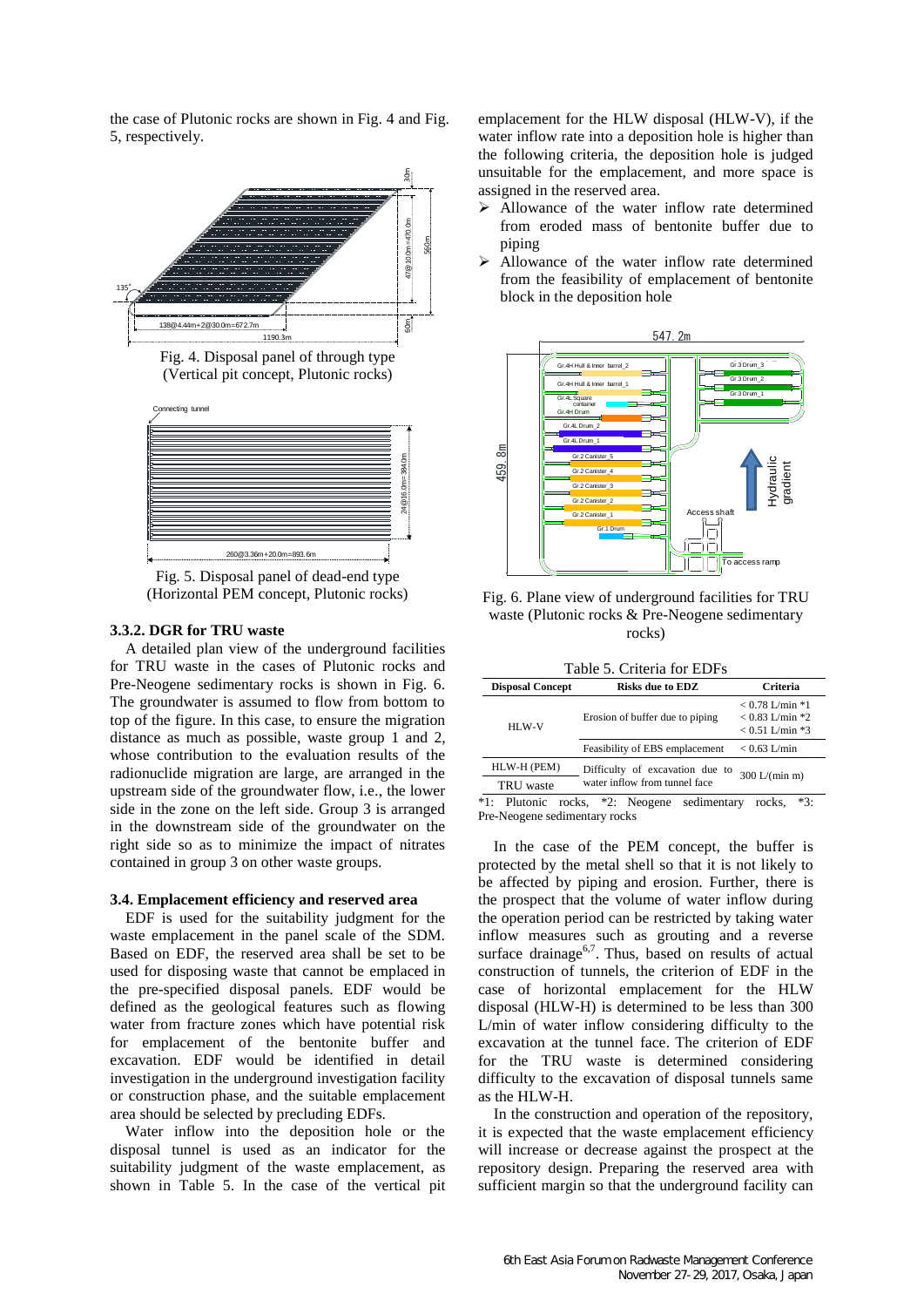the case of Plutonic rocks are shown in Fig. 4 and Fig. 5, respectively.

Fig. 4. Disposal panel of through type (Vertical pit concept, Plutonic rocks)

Fig. 5. Disposal panel of dead-end type (Horizontal PEM concept, Plutonic rocks)

### 3.3.2. DGR for TRU waste

A detailed plan view of the underground facilities for TRU waste in the cases of Plutonic rocks and Pre-Neogene sedimentary rocks is shown in Fig. 6. The groundwater is assumed to flow from bottom to top of the figure. In this case, to ensure the migration distance as much as possible, waste group 1 and 2, whose contribution to the evaluation results of the radionuclide migration are large, are arranged in the upstream side of the groundwater flow, i.e., the lower side in the zone on the left side. Group 3 is arranged in the downstream side of the groundwater on the right side so as to minimize the impact of nitrates contained in group 3 on other waste groups.

## 3.4. Emplacement efficiency and reserved area

EDF is used for the suitability judgment for the waste emplacement in the panel scale of the SDM. Based on EDF, the reserved area shall be set to be used for disposing waste that cannot be emplaced in the pre-specified disposal panels. EDF would be defined as the geological features such as flowing water from fracture zones which have potential risk for emplacement of the bentonite buffer and excavation. EDF would be identified in detail investigation in the underground investigation facility or construction phase, and the suitable emplacement area should be selected by precluding EDFs.

Water inflow into the deposition hole or the disposal tunnel is used as an indicator for the suitability judgment of the waste emplacement, as shown in Table 5. In the case of the vertical pit emplacement for the HLW disposal (HLW-V), if the water inflow rate into a deposition hole is higher than the following criteria, the deposition hole is judged unsuitable for the emplacement, and more space is assigned in the reserved area.

- Allowance of the water inflow rate determined from eroded mass of bentonite buffer due to piping
- Allowance of the water inflow rate determined from the feasibility of emplacement of bentonite block in the deposition hole

Fig. 6. Plane view of underground facilities for TRU waste (Plutonic rocks & Pre-Neogene sedimentary rocks)

Table 5. Criteria for EDFs

| Disposal Concept | Risks due to EDZ | Criteria |
|---|---|---|
| HLW-V | Erosion of buffer due to piping | < 0.78 L/min *1<br>< 0.83 L/min *2<br>< 0.51 L/min *3 |
| | Feasibility of EBS emplacement | < 0.63 L/min |
| HLW-H (PEM) | Difficulty of excavation due to water inflow from tunnel face | 300 L/(min m) |
| TRU waste | | |

*1: Plutonic rocks, *2: Neogene sedimentary rocks, *3: Pre-Neogene sedimentary rocks

In the case of the PEM concept, the buffer is protected by the metal shell so that it is not likely to be affected by piping and erosion. Further, there is the prospect that the volume of water inflow during the operation period can be restricted by taking water inflow measures such as grouting and a reverse surface drainage[6,7]. Thus, based on results of actual construction of tunnels, the criterion of EDF in the case of horizontal emplacement for the HLW disposal (HLW-H) is determined to be less than 300 L/min of water inflow considering difficulty to the excavation at the tunnel face. The criterion of EDF for the TRU waste is determined considering difficulty to the excavation of disposal tunnels same as the HLW-H.

In the construction and operation of the repository, it is expected that the waste emplacement efficiency will increase or decrease against the prospect at the repository design. Preparing the reserved area with sufficient margin so that the underground facility can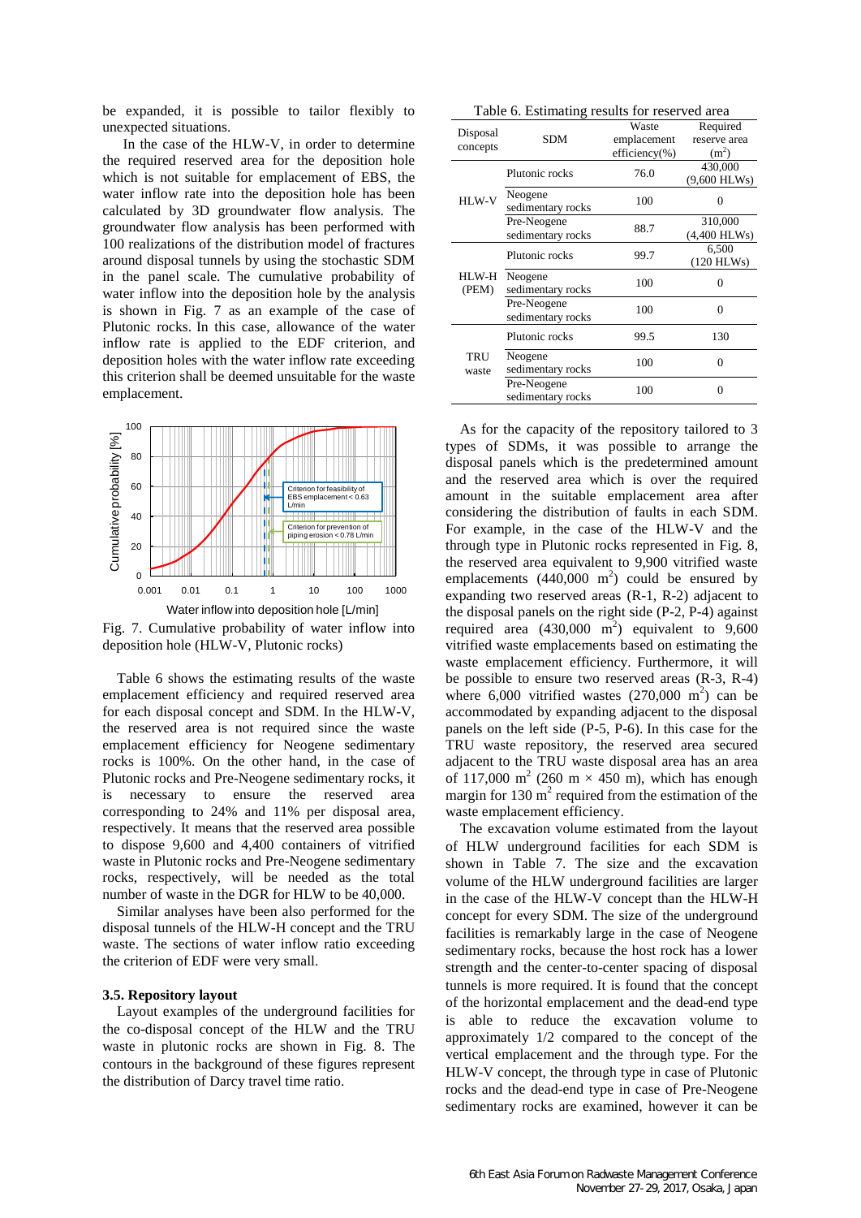be expanded, it is possible to tailor flexibly to unexpected situations.

In the case of the HLW-V, in order to determine the required reserved area for the deposition hole which is not suitable for emplacement of EBS, the water inflow rate into the deposition hole has been calculated by 3D groundwater flow analysis. The groundwater flow analysis has been performed with 100 realizations of the distribution model of fractures around disposal tunnels by using the stochastic SDM in the panel scale. The cumulative probability of water inflow into the deposition hole by the analysis is shown in Fig. 7 as an example of the case of Plutonic rocks. In this case, allowance of the water inflow rate is applied to the EDF criterion, and deposition holes with the water inflow rate exceeding this criterion shall be deemed unsuitable for the waste emplacement.

Fig. 7. Cumulative probability of water inflow into deposition hole (HLW-V, Plutonic rocks)

Table 6 shows the estimating results of the waste emplacement efficiency and required reserved area for each disposal concept and SDM. In the HLW-V, the reserved area is not required since the waste emplacement efficiency for Neogene sedimentary rocks is 100%. On the other hand, in the case of Plutonic rocks and Pre-Neogene sedimentary rocks, it is necessary to ensure the reserved area corresponding to 24% and 11% per disposal area, respectively. It means that the reserved area possible to dispose 9,600 and 4,400 containers of vitrified waste in Plutonic rocks and Pre-Neogene sedimentary rocks, respectively, will be needed as the total number of waste in the DGR for HLW to be 40,000.

Similar analyses have been also performed for the disposal tunnels of the HLW-H concept and the TRU waste. The sections of water inflow ratio exceeding the criterion of EDF were very small.

### 3.5. Repository layout

Layout examples of the underground facilities for the co-disposal concept of the HLW and the TRU waste in plutonic rocks are shown in Fig. 8. The contours in the background of these figures represent the distribution of Darcy travel time ratio.

Table 6. Estimating results for reserved area

| Disposal concepts | SDM | Waste emplacement efficiency(%) | Required reserve area ($m^2$) |
|---|---|---|---|
| HLW-V | Plutonic rocks | 76.0 | 430,000 (9,600 HLWs) |
| | Neogene sedimentary rocks | 100 | 0 |
| | Pre-Neogene sedimentary rocks | 88.7 | 310,000 (4,400 HLWs) |
| HLW-H (PEM) | Plutonic rocks | 99.7 | 6,500 (120 HLWs) |
| | Neogene sedimentary rocks | 100 | 0 |
| | Pre-Neogene sedimentary rocks | 100 | 0 |
| TRU waste | Plutonic rocks | 99.5 | 130 |
| | Neogene sedimentary rocks | 100 | 0 |
| | Pre-Neogene sedimentary rocks | 100 | 0 |

As for the capacity of the repository tailored to 3 types of SDMs, it was possible to arrange the disposal panels which is the predetermined amount and the reserved area which is over the required amount in the suitable emplacement area after considering the distribution of faults in each SDM. For example, in the case of the HLW-V and the through type in Plutonic rocks represented in Fig. 8, the reserved area equivalent to 9,900 vitrified waste emplacements (440,000 $m^2$) could be ensured by expanding two reserved areas (R-1, R-2) adjacent to the disposal panels on the right side (P-2, P-4) against required area (430,000 $m^2$) equivalent to 9,600 vitrified waste emplacements based on estimating the waste emplacement efficiency. Furthermore, it will be possible to ensure two reserved areas (R-3, R-4) where 6,000 vitrified wastes (270,000 $m^2$) can be accommodated by expanding adjacent to the disposal panels on the left side (P-5, P-6). In this case for the TRU waste repository, the reserved area secured adjacent to the TRU waste disposal area has an area of 117,000 $m^2$ (260 m × 450 m), which has enough margin for 130 $m^2$ required from the estimation of the waste emplacement efficiency.

The excavation volume estimated from the layout of HLW underground facilities for each SDM is shown in Table 7. The size and the excavation volume of the HLW underground facilities are larger in the case of the HLW-V concept than the HLW-H concept for every SDM. The size of the underground facilities is remarkably large in the case of Neogene sedimentary rocks, because the host rock has a lower strength and the center-to-center spacing of disposal tunnels is more required. It is found that the concept of the horizontal emplacement and the dead-end type is able to reduce the excavation volume to approximately 1/2 compared to the concept of the vertical emplacement and the through type. For the HLW-V concept, the through type in case of Plutonic rocks and the dead-end type in case of Pre-Neogene sedimentary rocks are examined, however it can be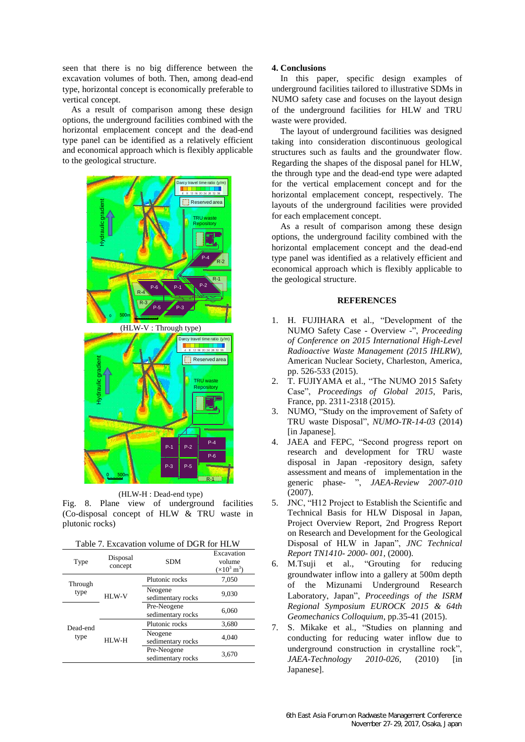seen that there is no big difference between the excavation volumes of both. Then, among dead-end type, horizontal concept is economically preferable to vertical concept.

As a result of comparison among these design options, the underground facilities combined with the horizontal emplacement concept and the dead-end type panel can be identified as a relatively efficient and economical approach which is flexibly applicable to the geological structure.

Darcy travel time ratio (y/m)
4 8 12 16 20 24 28 32 36
Reserved area
Hydraulic gradient
TRU waste Repository
P-4
R-2
R-1
P-6
P-1
P-2
R-4
R-3
P-5
P-3
0 500m

(HLW-V : Through type)

Darcy travel time ratio (y/m)
4 8 12 16 20 24 28 32 36
Reserved area
Hydraulic gradient
TRU waste Repository
P-1
P-2
P-4
P-6
P-3
P-5
R-1
0 500m

(HLW-H : Dead-end type)

Fig. 8. Plane view of underground facilities (Co-disposal concept of HLW & TRU waste in plutonic rocks)

Table 7. Excavation volume of DGR for HLW

| Type | Disposal concept | SDM | Excavation volume ($\times 10^3$ m$^3$) |
|---|---|---|---|
| Through type | HLW-V | Plutonic rocks | 7,050 |
| | | Neogene sedimentary rocks | 9,030 |
| | | Pre-Neogene sedimentary rocks | 6,060 |
| Dead-end type | HLW-H | Plutonic rocks | 3,680 |
| | | Neogene sedimentary rocks | 4,040 |
| | | Pre-Neogene sedimentary rocks | 3,670 |

## 4. Conclusions

In this paper, specific design examples of underground facilities tailored to illustrative SDMs in NUMO safety case and focuses on the layout design of the underground facilities for HLW and TRU waste were provided.

The layout of underground facilities was designed taking into consideration discontinuous geological structures such as faults and the groundwater flow. Regarding the shapes of the disposal panel for HLW, the through type and the dead-end type were adapted for the vertical emplacement concept and for the horizontal emplacement concept, respectively. The layouts of the underground facilities were provided for each emplacement concept.

As a result of comparison among these design options, the underground facility combined with the horizontal emplacement concept and the dead-end type panel was identified as a relatively efficient and economical approach which is flexibly applicable to the geological structure.

## REFERENCES

1. H. FUJIHARA et al., "Development of the NUMO Safety Case - Overview -", *Proceeding of Conference on 2015 International High-Level Radioactive Waste Management (2015 IHLRW)*, American Nuclear Society, Charleston, America, pp. 526-533 (2015).
2. T. FUJIYAMA et al., "The NUMO 2015 Safety Case", *Proceedings of Global 2015*, Paris, France, pp. 2311-2318 (2015).
3. NUMO, "Study on the improvement of Safety of TRU waste Disposal", *NUMO-TR-14-03* (2014) [in Japanese].
4. JAEA and FEPC, "Second progress report on research and development for TRU waste disposal in Japan -repository design, safety assessment and means of implementation in the generic phase- ", *JAEA-Review 2007-010* (2007).
5. JNC, "H12 Project to Establish the Scientific and Technical Basis for HLW Disposal in Japan, Project Overview Report, 2nd Progress Report on Research and Development for the Geological Disposal of HLW in Japan", *JNC Technical Report TN1410- 2000- 001*, (2000).
6. M.Tsuji et al., "Grouting for reducing groundwater inflow into a gallery at 500m depth of the Mizunami Underground Research Laboratory, Japan", *Proceedings of the ISRM Regional Symposium EUROCK 2015 & 64th Geomechanics Colloquium*, pp.35-41 (2015).
7. S. Mikake et al., "Studies on planning and conducting for reducing water inflow due to underground construction in crystalline rock", *JAEA-Technology 2010-026*, (2010) [in Japanese].